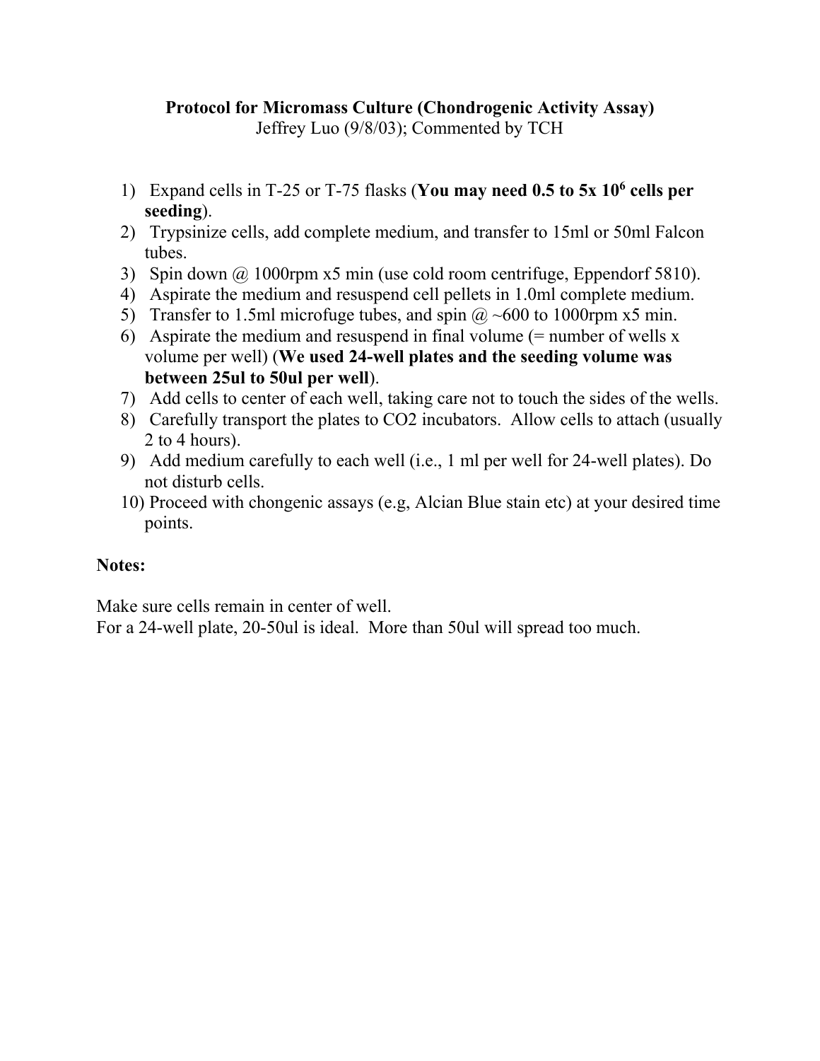# Protocol for Micromass Culture (Chondrogenic Activity Assay)

Jeffrey Luo (9/8/03); Commented by TCH

1) Expand cells in T-25 or T-75 flasks (**You may need 0.5 to 5x $10^6$ cells per seeding**).
2) Trypsinize cells, add complete medium, and transfer to 15ml or 50ml Falcon tubes.
3) Spin down @ 1000rpm x5 min (use cold room centrifuge, Eppendorf 5810).
4) Aspirate the medium and resuspend cell pellets in 1.0ml complete medium.
5) Transfer to 1.5ml microfuge tubes, and spin @ ~600 to 1000rpm x5 min.
6) Aspirate the medium and resuspend in final volume (= number of wells x volume per well) (**We used 24-well plates and the seeding volume was between 25ul to 50ul per well**).
7) Add cells to center of each well, taking care not to touch the sides of the wells.
8) Carefully transport the plates to CO2 incubators. Allow cells to attach (usually 2 to 4 hours).
9) Add medium carefully to each well (i.e., 1 ml per well for 24-well plates). Do not disturb cells.
10) Proceed with chongenic assays (e.g, Alcian Blue stain etc) at your desired time points.

**Notes:**

Make sure cells remain in center of well.
For a 24-well plate, 20-50ul is ideal. More than 50ul will spread too much.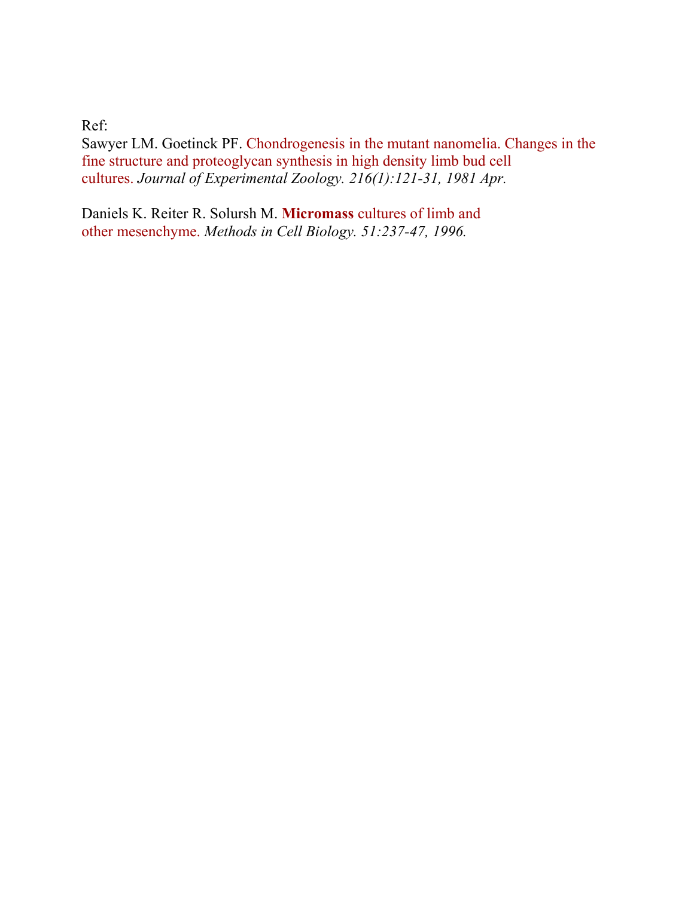Ref:

Sawyer LM. Goetinck PF. Chondrogenesis in the mutant nanomelia. Changes in the fine structure and proteoglycan synthesis in high density limb bud cell cultures. *Journal of Experimental Zoology. 216(1):121-31, 1981 Apr.*

Daniels K. Reiter R. Solursh M. **Micromass** cultures of limb and other mesenchyme. *Methods in Cell Biology. 51:237-47, 1996.*